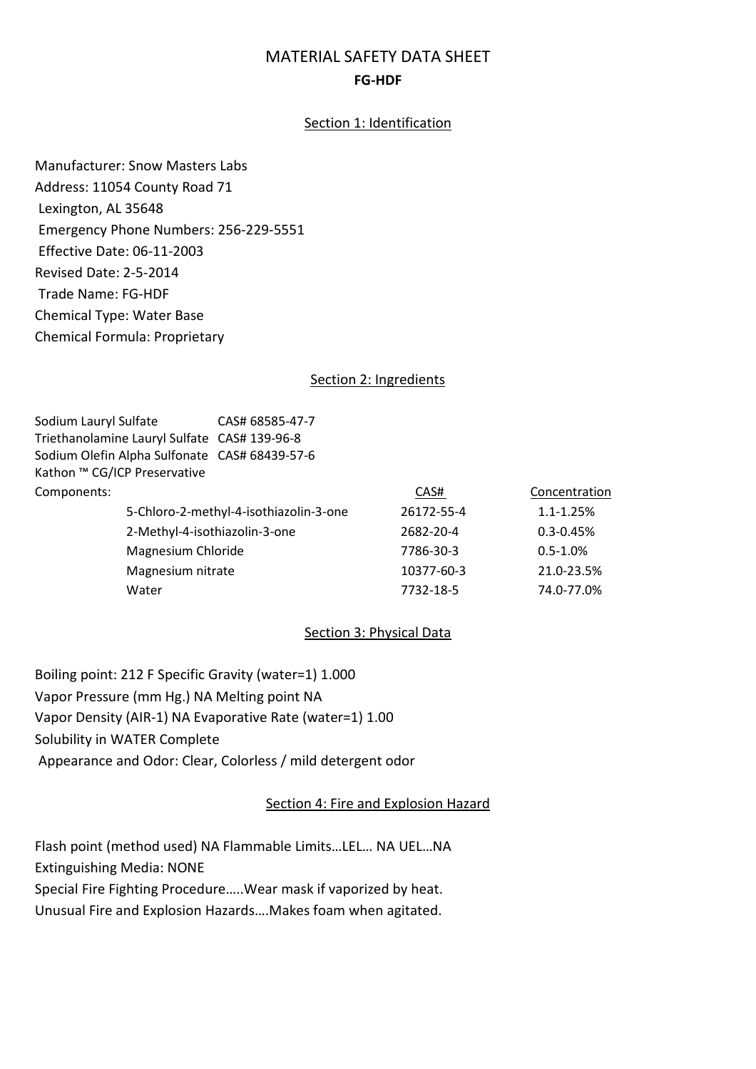# MATERIAL SAFETY DATA SHEET

**FG-HDF**

## Section 1: Identification

Manufacturer: Snow Masters Labs
Address: 11054 County Road 71
Lexington, AL 35648
Emergency Phone Numbers: 256-229-5551
Effective Date: 06-11-2003
Revised Date: 2-5-2014
Trade Name: FG-HDF
Chemical Type: Water Base
Chemical Formula: Proprietary

## Section 2: Ingredients

Sodium Lauryl Sulfate CAS# 68585-47-7
Triethanolamine Lauryl Sulfate CAS# 139-96-8
Sodium Olefin Alpha Sulfonate CAS# 68439-57-6
Kathon ™ CG/ICP Preservative

| Components: | CAS# | Concentration |
|---|---|---|
| 5-Chloro-2-methyl-4-isothiazolin-3-one | 26172-55-4 | 1.1-1.25% |
| 2-Methyl-4-isothiazolin-3-one | 2682-20-4 | 0.3-0.45% |
| Magnesium Chloride | 7786-30-3 | 0.5-1.0% |
| Magnesium nitrate | 10377-60-3 | 21.0-23.5% |
| Water | 7732-18-5 | 74.0-77.0% |

## Section 3: Physical Data

Boiling point: 212 F Specific Gravity (water=1) 1.000
Vapor Pressure (mm Hg.) NA Melting point NA
Vapor Density (AIR-1) NA Evaporative Rate (water=1) 1.00
Solubility in WATER Complete
Appearance and Odor: Clear, Colorless / mild detergent odor

## Section 4: Fire and Explosion Hazard

Flash point (method used) NA Flammable Limits…LEL… NA UEL…NA
Extinguishing Media: NONE
Special Fire Fighting Procedure…..Wear mask if vaporized by heat.
Unusual Fire and Explosion Hazards….Makes foam when agitated.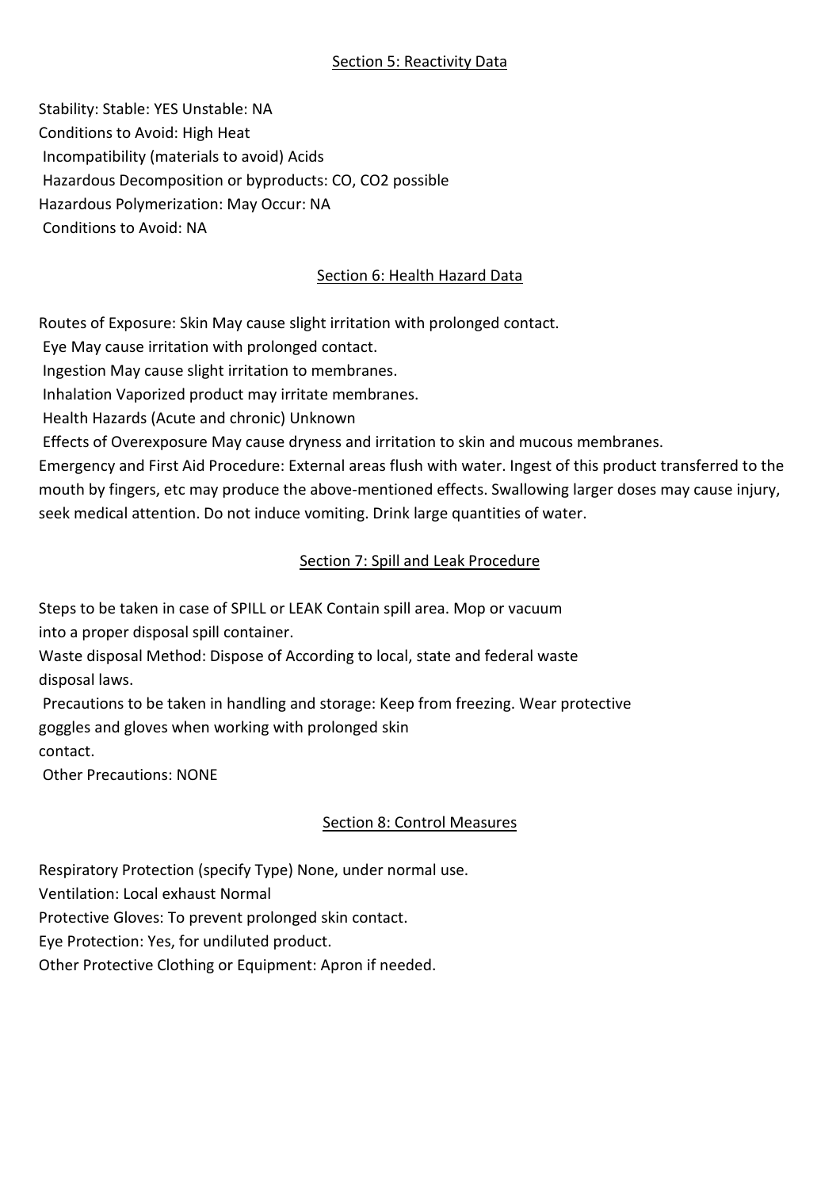## Section 5: Reactivity Data

Stability: Stable: YES Unstable: NA
Conditions to Avoid: High Heat
Incompatibility (materials to avoid) Acids
Hazardous Decomposition or byproducts: CO, $CO_2$ possible
Hazardous Polymerization: May Occur: NA
Conditions to Avoid: NA

## Section 6: Health Hazard Data

Routes of Exposure: Skin May cause slight irritation with prolonged contact.
Eye May cause irritation with prolonged contact.
Ingestion May cause slight irritation to membranes.
Inhalation Vaporized product may irritate membranes.
Health Hazards (Acute and chronic) Unknown
Effects of Overexposure May cause dryness and irritation to skin and mucous membranes.
Emergency and First Aid Procedure: External areas flush with water. Ingest of this product transferred to the mouth by fingers, etc may produce the above-mentioned effects. Swallowing larger doses may cause injury, seek medical attention. Do not induce vomiting. Drink large quantities of water.

## Section 7: Spill and Leak Procedure

Steps to be taken in case of SPILL or LEAK Contain spill area. Mop or vacuum into a proper disposal spill container.
Waste disposal Method: Dispose of According to local, state and federal waste disposal laws.
Precautions to be taken in handling and storage: Keep from freezing. Wear protective goggles and gloves when working with prolonged skin contact.
Other Precautions: NONE

## Section 8: Control Measures

Respiratory Protection (specify Type) None, under normal use.
Ventilation: Local exhaust Normal
Protective Gloves: To prevent prolonged skin contact.
Eye Protection: Yes, for undiluted product.
Other Protective Clothing or Equipment: Apron if needed.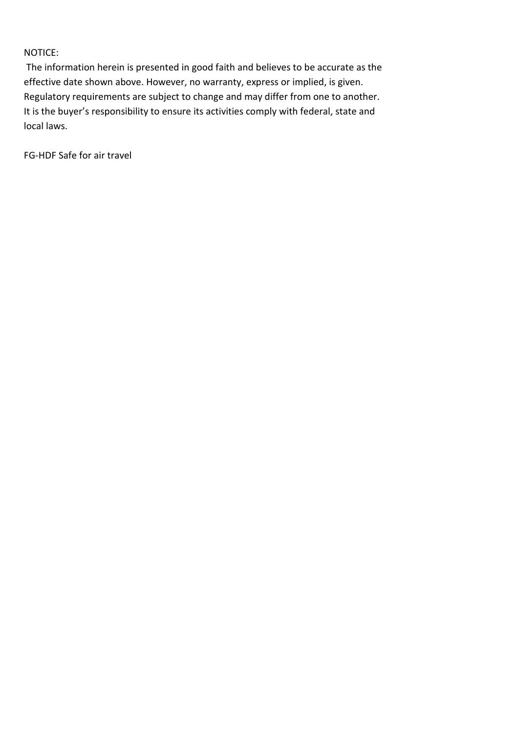NOTICE:

The information herein is presented in good faith and believes to be accurate as the effective date shown above. However, no warranty, express or implied, is given. Regulatory requirements are subject to change and may differ from one to another. It is the buyer's responsibility to ensure its activities comply with federal, state and local laws.

FG-HDF Safe for air travel